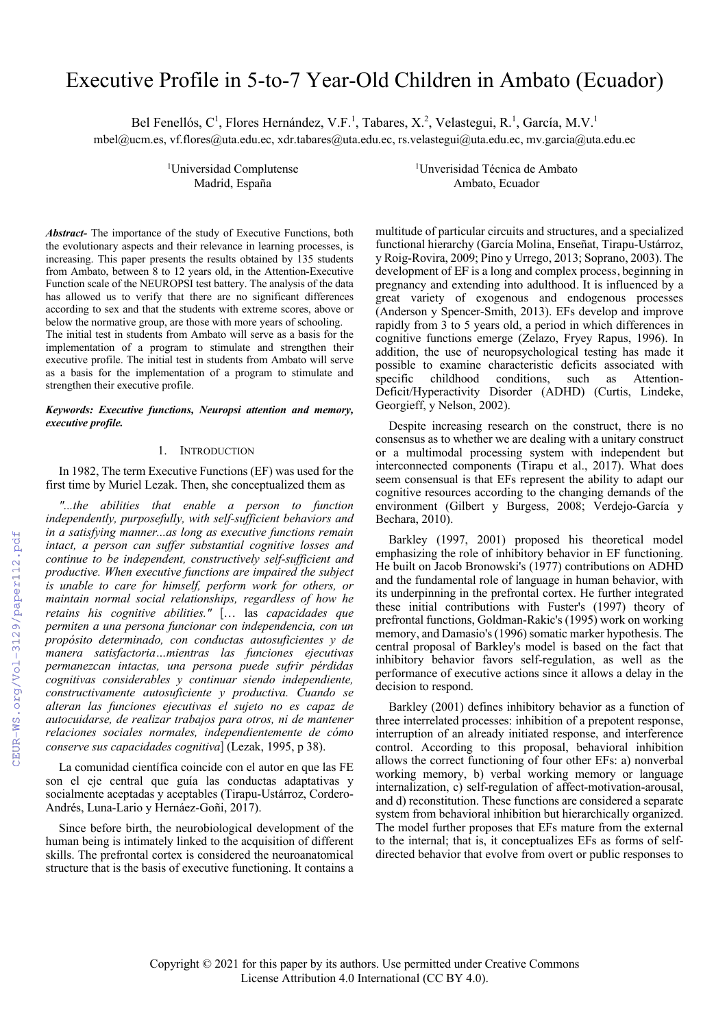# Executive Profile in 5-to-7 Year-Old Children in Ambato (Ecuador)

Bel Fenellós, C[1], Flores Hernández, V.F.[1], Tabares, X.[2], Velastegui, R.[1], García, M.V.[1]

mbel@ucm.es, vf.flores@uta.edu.ec, xdr.tabares@uta.edu.ec, rs.velastegui@uta.edu.ec, mv.garcia@uta.edu.ec

[1]Universidad Complutense
Madrid, España

[1]Unverisidad Técnica de Ambato
Ambato, Ecuador

***Abstract-*** The importance of the study of Executive Functions, both the evolutionary aspects and their relevance in learning processes, is increasing. This paper presents the results obtained by 135 students from Ambato, between 8 to 12 years old, in the Attention-Executive Function scale of the NEUROPSI test battery. The analysis of the data has allowed us to verify that there are no significant differences according to sex and that the students with extreme scores, above or below the normative group, are those with more years of schooling. The initial test in students from Ambato will serve as a basis for the implementation of a program to stimulate and strengthen their executive profile. The initial test in students from Ambato will serve as a basis for the implementation of a program to stimulate and strengthen their executive profile.

***Keywords: Executive functions, Neuropsi attention and memory, executive profile.***

## 1. Introduction

In 1982, The term Executive Functions (EF) was used for the first time by Muriel Lezak. Then, she conceptualized them as

*"...the abilities that enable a person to function independently, purposefully, with self-sufficient behaviors and in a satisfying manner...as long as executive functions remain intact, a person can suffer substantial cognitive losses and continue to be independent, constructively self-sufficient and productive. When executive functions are impaired the subject is unable to care for himself, perform work for others, or maintain normal social relationships, regardless of how he retains his cognitive abilities."* [… las *capacidades que permiten a una persona funcionar con independencia, con un propósito determinado, con conductas autosuficientes y de manera satisfactoria…mientras las funciones ejecutivas permanezcan intactas, una persona puede sufrir pérdidas cognitivas considerables y continuar siendo independiente, constructivamente autosuficiente y productiva. Cuando se alteran las funciones ejecutivas el sujeto no es capaz de autocuidarse, de realizar trabajos para otros, ni de mantener relaciones sociales normales, independientemente de cómo conserve sus capacidades cognitiva*] (Lezak, 1995, p 38).

La comunidad científica coincide con el autor en que las FE son el eje central que guía las conductas adaptativas y socialmente aceptadas y aceptables (Tirapu-Ustárroz, Cordero-Andrés, Luna-Lario y Hernáez-Goñi, 2017).

Since before birth, the neurobiological development of the human being is intimately linked to the acquisition of different skills. The prefrontal cortex is considered the neuroanatomical structure that is the basis of executive functioning. It contains a multitude of particular circuits and structures, and a specialized functional hierarchy (García Molina, Enseñat, Tirapu-Ustárroz, y Roig-Rovira, 2009; Pino y Urrego, 2013; Soprano, 2003). The development of EF is a long and complex process, beginning in pregnancy and extending into adulthood. It is influenced by a great variety of exogenous and endogenous processes (Anderson y Spencer-Smith, 2013). EFs develop and improve rapidly from 3 to 5 years old, a period in which differences in cognitive functions emerge (Zelazo, Fryey Rapus, 1996). In addition, the use of neuropsychological testing has made it possible to examine characteristic deficits associated with specific childhood conditions, such as Attention-Deficit/Hyperactivity Disorder (ADHD) (Curtis, Lindeke, Georgieff, y Nelson, 2002).

Despite increasing research on the construct, there is no consensus as to whether we are dealing with a unitary construct or a multimodal processing system with independent but interconnected components (Tirapu et al., 2017). What does seem consensual is that EFs represent the ability to adapt our cognitive resources according to the changing demands of the environment (Gilbert y Burgess, 2008; Verdejo-García y Bechara, 2010).

Barkley (1997, 2001) proposed his theoretical model emphasizing the role of inhibitory behavior in EF functioning. He built on Jacob Bronowski's (1977) contributions on ADHD and the fundamental role of language in human behavior, with its underpinning in the prefrontal cortex. He further integrated these initial contributions with Fuster's (1997) theory of prefrontal functions, Goldman-Rakic's (1995) work on working memory, and Damasio's (1996) somatic marker hypothesis. The central proposal of Barkley's model is based on the fact that inhibitory behavior favors self-regulation, as well as the performance of executive actions since it allows a delay in the decision to respond.

Barkley (2001) defines inhibitory behavior as a function of three interrelated processes: inhibition of a prepotent response, interruption of an already initiated response, and interference control. According to this proposal, behavioral inhibition allows the correct functioning of four other EFs: a) nonverbal working memory, b) verbal working memory or language internalization, c) self-regulation of affect-motivation-arousal, and d) reconstitution. These functions are considered a separate system from behavioral inhibition but hierarchically organized. The model further proposes that EFs mature from the external to the internal; that is, it conceptualizes EFs as forms of self-directed behavior that evolve from overt or public responses to

Copyright © 2021 for this paper by its authors. Use permitted under Creative Commons License Attribution 4.0 International (CC BY 4.0).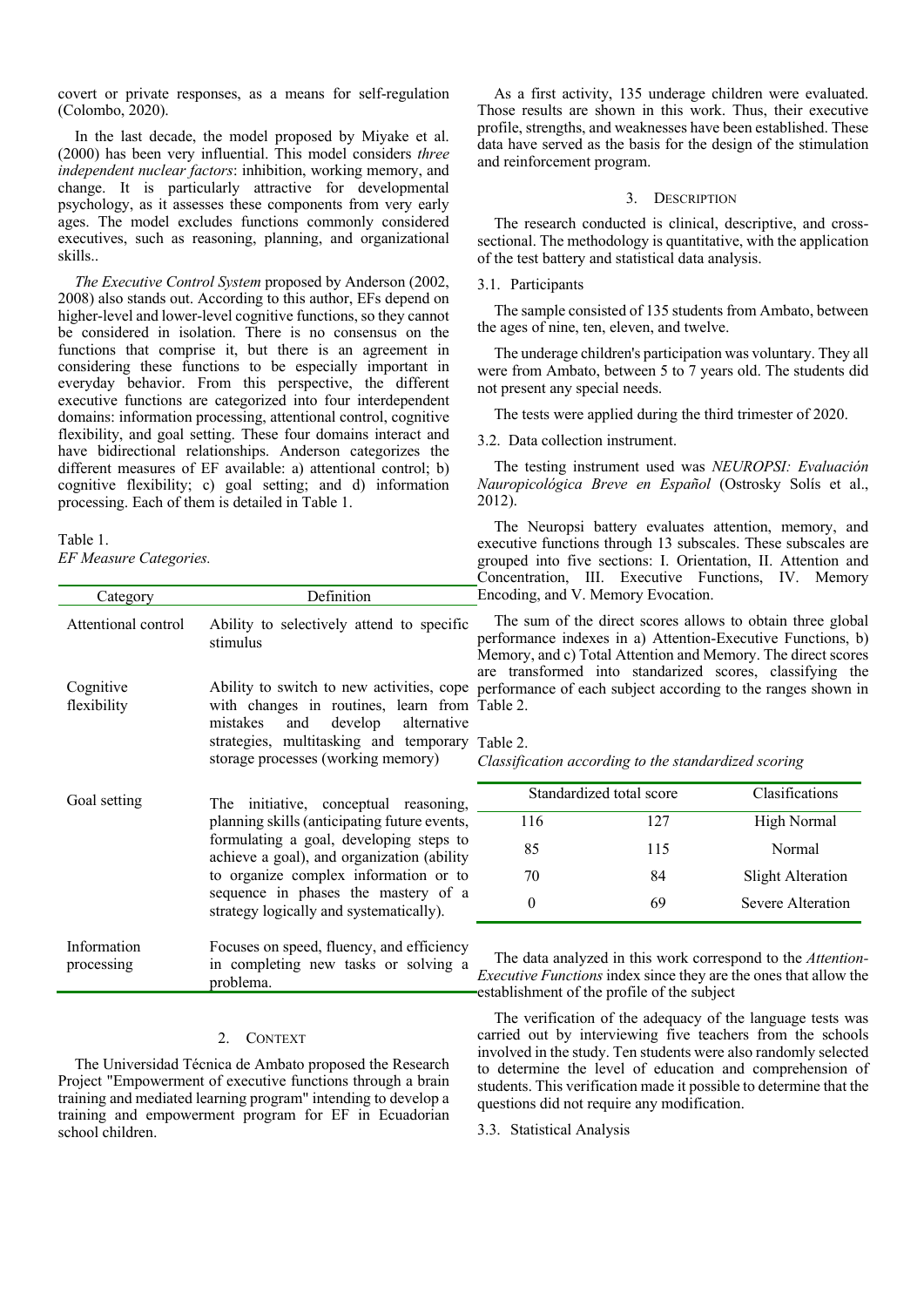covert or private responses, as a means for self-regulation (Colombo, 2020).

In the last decade, the model proposed by Miyake et al. (2000) has been very influential. This model considers *three independent nuclear factors*: inhibition, working memory, and change. It is particularly attractive for developmental psychology, as it assesses these components from very early ages. The model excludes functions commonly considered executives, such as reasoning, planning, and organizational skills..

*The Executive Control System* proposed by Anderson (2002, 2008) also stands out. According to this author, EFs depend on higher-level and lower-level cognitive functions, so they cannot be considered in isolation. There is no consensus on the functions that comprise it, but there is an agreement in considering these functions to be especially important in everyday behavior. From this perspective, the different executive functions are categorized into four interdependent domains: information processing, attentional control, cognitive flexibility, and goal setting. These four domains interact and have bidirectional relationships. Anderson categorizes the different measures of EF available: a) attentional control; b) cognitive flexibility; c) goal setting; and d) information processing. Each of them is detailed in Table 1.

Table 1.
*EF Measure Categories.*

| Category | Definition |
|---|---|
| Attentional control | Ability to selectively attend to specific stimulus |
| Cognitive flexibility | Ability to switch to new activities, cope with changes in routines, learn from mistakes and develop alternative strategies, multitasking and temporary storage processes (working memory) |
| Goal setting | The initiative, conceptual reasoning, planning skills (anticipating future events, formulating a goal, developing steps to achieve a goal), and organization (ability to organize complex information or to sequence in phases the mastery of a strategy logically and systematically). |
| Information processing | Focuses on speed, fluency, and efficiency in completing new tasks or solving a problema. |

## 2. Context

The Universidad Técnica de Ambato proposed the Research Project "Empowerment of executive functions through a brain training and mediated learning program" intending to develop a training and empowerment program for EF in Ecuadorian school children.

As a first activity, 135 underage children were evaluated. Those results are shown in this work. Thus, their executive profile, strengths, and weaknesses have been established. These data have served as the basis for the design of the stimulation and reinforcement program.

## 3. Description

The research conducted is clinical, descriptive, and cross-sectional. The methodology is quantitative, with the application of the test battery and statistical data analysis.

### 3.1. Participants

The sample consisted of 135 students from Ambato, between the ages of nine, ten, eleven, and twelve.

The underage children's participation was voluntary. They all were from Ambato, between 5 to 7 years old. The students did not present any special needs.

The tests were applied during the third trimester of 2020.

### 3.2. Data collection instrument.

The testing instrument used was *NEUROPSI: Evaluación Nauropicológica Breve en Español* (Ostrosky Solís et al., 2012).

The Neuropsi battery evaluates attention, memory, and executive functions through 13 subscales. These subscales are grouped into five sections: I. Orientation, II. Attention and Concentration, III. Executive Functions, IV. Memory Encoding, and V. Memory Evocation.

The sum of the direct scores allows to obtain three global performance indexes in a) Attention-Executive Functions, b) Memory, and c) Total Attention and Memory. The direct scores are transformed into standarized scores, classifying the performance of each subject according to the ranges shown in Table 2.

Table 2.
*Classification according to the standardized scoring*

| Standardized total score | | Clasifications |
|---|---|---|
| 116 | 127 | High Normal |
| 85 | 115 | Normal |
| 70 | 84 | Slight Alteration |
| 0 | 69 | Severe Alteration |

The data analyzed in this work correspond to the *Attention-Executive Functions* index since they are the ones that allow the establishment of the profile of the subject

The verification of the adequacy of the language tests was carried out by interviewing five teachers from the schools involved in the study. Ten students were also randomly selected to determine the level of education and comprehension of students. This verification made it possible to determine that the questions did not require any modification.

### 3.3. Statistical Analysis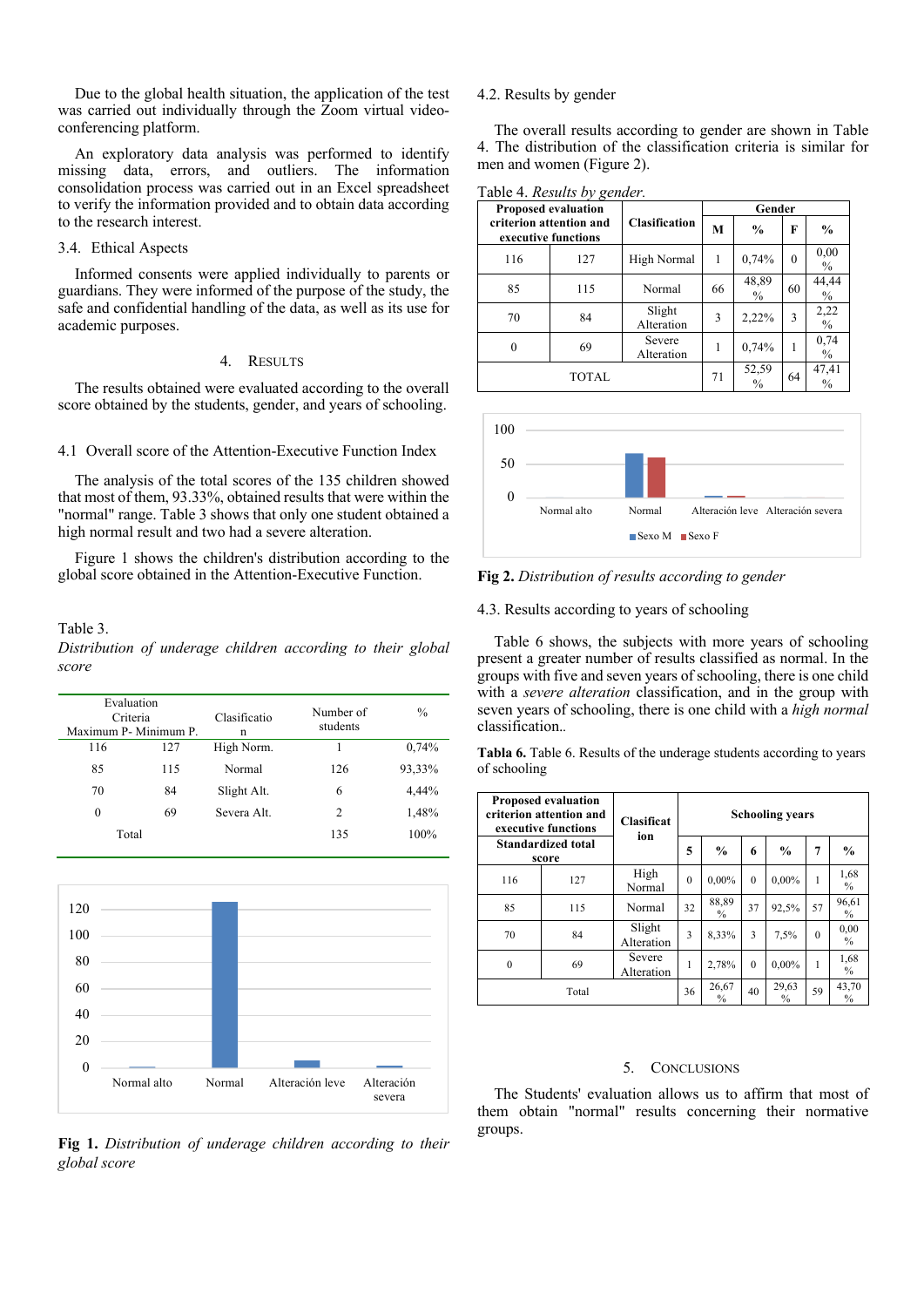Due to the global health situation, the application of the test was carried out individually through the Zoom virtual video-conferencing platform.

An exploratory data analysis was performed to identify missing data, errors, and outliers. The information consolidation process was carried out in an Excel spreadsheet to verify the information provided and to obtain data according to the research interest.

### 3.4. Ethical Aspects

Informed consents were applied individually to parents or guardians. They were informed of the purpose of the study, the safe and confidential handling of the data, as well as its use for academic purposes.

## 4. Results

The results obtained were evaluated according to the overall score obtained by the students, gender, and years of schooling.

### 4.1 Overall score of the Attention-Executive Function Index

The analysis of the total scores of the 135 children showed that most of them, 93.33%, obtained results that were within the "normal" range. Table 3 shows that only one student obtained a high normal result and two had a severe alteration.

Figure 1 shows the children's distribution according to the global score obtained in the Attention-Executive Function.

Table 3.

*Distribution of underage children according to their global score*

| Evaluation Criteria Maximum P. | Minimum P. | Clasification | Number of students | % |
|---|---|---|---|---|
| 116 | 127 | High Norm. | 1 | 0,74% |
| 85 | 115 | Normal | 126 | 93,33% |
| 70 | 84 | Slight Alt. | 6 | 4,44% |
| 0 | 69 | Severa Alt. | 2 | 1,48% |
| Total | | | 135 | 100% |

**Fig 1.** *Distribution of underage children according to their global score*

### 4.2. Results by gender

The overall results according to gender are shown in Table 4. The distribution of the classification criteria is similar for men and women (Figure 2).

Table 4. *Results by gender.*

| Proposed evaluation criterion attention and executive functions | | Clasification | Gender | | | |
|---|---|---|---|---|---|---|
| | | | M | % | F | % |
| 116 | 127 | High Normal | 1 | 0,74% | 0 | 0,00 % |
| 85 | 115 | Normal | 66 | 48,89 % | 60 | 44,44 % |
| 70 | 84 | Slight Alteration | 3 | 2,22% | 3 | 2,22 % |
| 0 | 69 | Severe Alteration | 1 | 0,74% | 1 | 0,74 % |
| TOTAL | | | 71 | 52,59 % | 64 | 47,41 % |

**Fig 2.** *Distribution of results according to gender*

### 4.3. Results according to years of schooling

Table 6 shows, the subjects with more years of schooling present a greater number of results classified as normal. In the groups with five and seven years of schooling, there is one child with a *severe alteration* classification, and in the group with seven years of schooling, there is one child with a *high normal* classification..

**Tabla 6.** Table 6. Results of the underage students according to years of schooling

| Proposed evaluation criterion attention and executive functions | | Clasification | Schooling years | | | | | |
|---|---|---|---|---|---|---|---|---|
| Standardized total score | | | 5 | % | 6 | % | 7 | % |
| 116 | 127 | High Normal | 0 | 0,00% | 0 | 0,00% | 1 | 1,68 % |
| 85 | 115 | Normal | 32 | 88,89 % | 37 | 92,5% | 57 | 96,61 % |
| 70 | 84 | Slight Alteration | 3 | 8,33% | 3 | 7,5% | 0 | 0,00 % |
| 0 | 69 | Severe Alteration | 1 | 2,78% | 0 | 0,00% | 1 | 1,68 % |
| Total | | | 36 | 26,67 % | 40 | 29,63 % | 59 | 43,70 % |

## 5. Conclusions

The Students' evaluation allows us to affirm that most of them obtain "normal" results concerning their normative groups.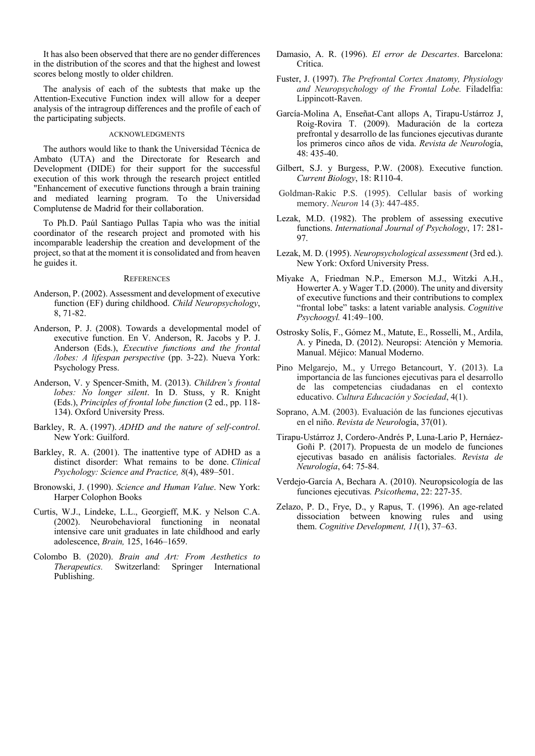It has also been observed that there are no gender differences in the distribution of the scores and that the highest and lowest scores belong mostly to older children.

The analysis of each of the subtests that make up the Attention-Executive Function index will allow for a deeper analysis of the intragroup differences and the profile of each of the participating subjects.

## ACKNOWLEDGMENTS

The authors would like to thank the Universidad Técnica de Ambato (UTA) and the Directorate for Research and Development (DIDE) for their support for the successful execution of this work through the research project entitled "Enhancement of executive functions through a brain training and mediated learning program. To the Universidad Complutense de Madrid for their collaboration.

To Ph.D. Paúl Santiago Pullas Tapia who was the initial coordinator of the research project and promoted with his incomparable leadership the creation and development of the project, so that at the moment it is consolidated and from heaven he guides it.

## REFERENCES

Anderson, P. (2002). Assessment and development of executive function (EF) during childhood. *Child Neuropsychology*, 8, 71-82.

Anderson, P. J. (2008). Towards a developmental model of executive function. En V. Anderson, R. Jacobs y P. J. Anderson (Eds.), *Executive functions and the frontal /lobes: A lifespan perspective* (pp. 3-22). Nueva York: Psychology Press.

Anderson, V. y Spencer-Smith, M. (2013). *Children's frontal lobes: No longer silent*. In D. Stuss, y R. Knight (Eds.), *Principles of frontal lobe function* (2 ed., pp. 118-134). Oxford University Press.

Barkley, R. A. (1997). *ADHD and the nature of self-control*. New York: Guilford.

Barkley, R. A. (2001). The inattentive type of ADHD as a distinct disorder: What remains to be done. *Clinical Psychology: Science and Practice, 8*(4), 489–501.

Bronowski, J. (1990). *Science and Human Value*. New York: Harper Colophon Books

Curtis, W.J., Lindeke, L.L., Georgieff, M.K. y Nelson C.A. (2002). Neurobehavioral functioning in neonatal intensive care unit graduates in late childhood and early adolescence, *Brain,* 125, 1646–1659.

Colombo B. (2020). *Brain and Art: From Aesthetics to Therapeutics.* Switzerland: Springer International Publishing.

Damasio, A. R. (1996). *El error de Descartes*. Barcelona: Crítica.

Fuster, J. (1997). *The Prefrontal Cortex Anatomy, Physiology and Neuropsychology of the Frontal Lobe.* Filadelfia: Lippincott-Raven.

García-Molina A, Enseñat-Cant allops A, Tirapu-Ustárroz J, Roig-Rovira T. (2009). Maduración de la corteza prefrontal y desarrollo de las funciones ejecutivas durante los primeros cinco años de vida. *Revista de Neurol*ogía, 48: 435-40.

Gilbert, S.J. y Burgess, P.W. (2008). Executive function. *Current Biology*, 18: R110-4.

Goldman-Rakic P.S. (1995). Cellular basis of working memory. *Neuron* 14 (3): 447-485.

Lezak, M.D. (1982). The problem of assessing executive functions. *International Journal of Psychology*, 17: 281-97.

Lezak, M. D. (1995). *Neuropsychological assessment* (3rd ed.). New York: Oxford University Press.

Miyake A, Friedman N.P., Emerson M.J., Witzki A.H., Howerter A. y Wager T.D. (2000). The unity and diversity of executive functions and their contributions to complex "frontal lobe" tasks: a latent variable analysis. *Cognitive Psychoogyl.* 41:49–100.

Ostrosky Solís, F., Gómez M., Matute, E., Rosselli, M., Ardila, A. y Pineda, D. (2012). Neuropsi: Atención y Memoria. Manual. Méjico: Manual Moderno.

Pino Melgarejo, M., y Urrego Betancourt, Y. (2013). La importancia de las funciones ejecutivas para el desarrollo de las competencias ciudadanas en el contexto educativo. *Cultura Educación y Sociedad*, 4(1).

Soprano, A.M. (2003). Evaluación de las funciones ejecutivas en el niño. *Revista de Neurol*ogía, 37(01).

Tirapu-Ustárroz J, Cordero-Andrés P, Luna-Lario P, Hernáez-Goñi P. (2017). Propuesta de un modelo de funciones ejecutivas basado en análisis factoriales. *Revista de Neurología*, 64: 75-84.

Verdejo-García A, Bechara A. (2010). Neuropsicología de las funciones ejecutivas*. Psicothema*, 22: 227-35.

Zelazo, P. D., Frye, D., y Rapus, T. (1996). An age-related dissociation between knowing rules and using them. *Cognitive Development, 11*(1), 37–63.